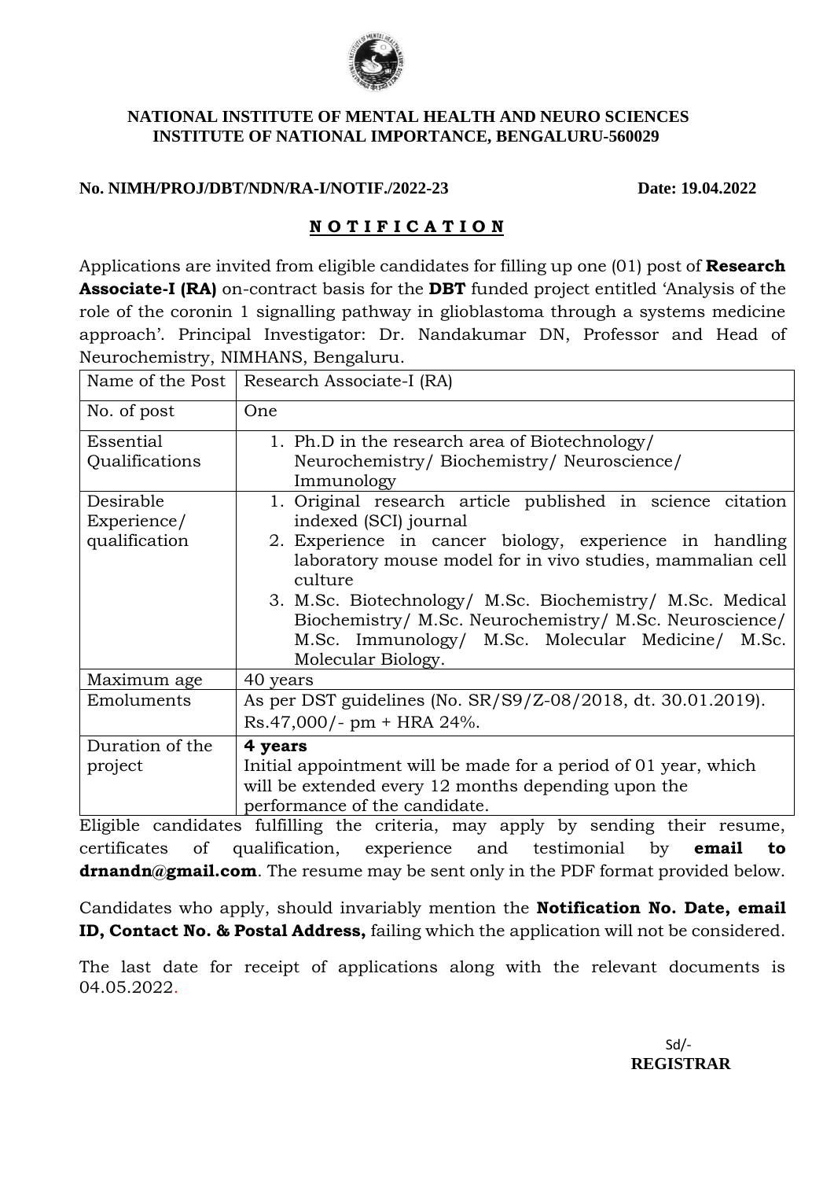**NATIONAL INSTITUTE OF MENTAL HEALTH AND NEURO SCIENCES**
**INSTITUTE OF NATIONAL IMPORTANCE, BENGALURU-560029**

**No. NIMH/PROJ/DBT/NDN/RA-I/NOTIF./2022-23** **Date: 19.04.2022**

# N O T I F I C A T I O N

Applications are invited from eligible candidates for filling up one (01) post of **Research Associate-I (RA)** on-contract basis for the **DBT** funded project entitled 'Analysis of the role of the coronin 1 signalling pathway in glioblastoma through a systems medicine approach'. Principal Investigator: Dr. Nandakumar DN, Professor and Head of Neurochemistry, NIMHANS, Bengaluru.

| Name of the Post | Research Associate-I (RA) |
|---|---|
| No. of post | One |
| Essential Qualifications | 1. Ph.D in the research area of Biotechnology/ Neurochemistry/ Biochemistry/ Neuroscience/ Immunology |
| Desirable Experience/ qualification | 1. Original research article published in science citation indexed (SCI) journal<br>2. Experience in cancer biology, experience in handling laboratory mouse model for in vivo studies, mammalian cell culture<br>3. M.Sc. Biotechnology/ M.Sc. Biochemistry/ M.Sc. Medical Biochemistry/ M.Sc. Neurochemistry/ M.Sc. Neuroscience/ M.Sc. Immunology/ M.Sc. Molecular Medicine/ M.Sc. Molecular Biology. |
| Maximum age | 40 years |
| Emoluments | As per DST guidelines (No. SR/S9/Z-08/2018, dt. 30.01.2019). Rs.47,000/- pm + HRA 24%. |
| Duration of the project | **4 years**<br>Initial appointment will be made for a period of 01 year, which will be extended every 12 months depending upon the performance of the candidate. |

Eligible candidates fulfilling the criteria, may apply by sending their resume, certificates of qualification, experience and testimonial by **email to drnandn@gmail.com**. The resume may be sent only in the PDF format provided below.

Candidates who apply, should invariably mention the **Notification No. Date, email ID, Contact No. & Postal Address,** failing which the application will not be considered.

The last date for receipt of applications along with the relevant documents is 04.05.2022.

Sd/-
**REGISTRAR**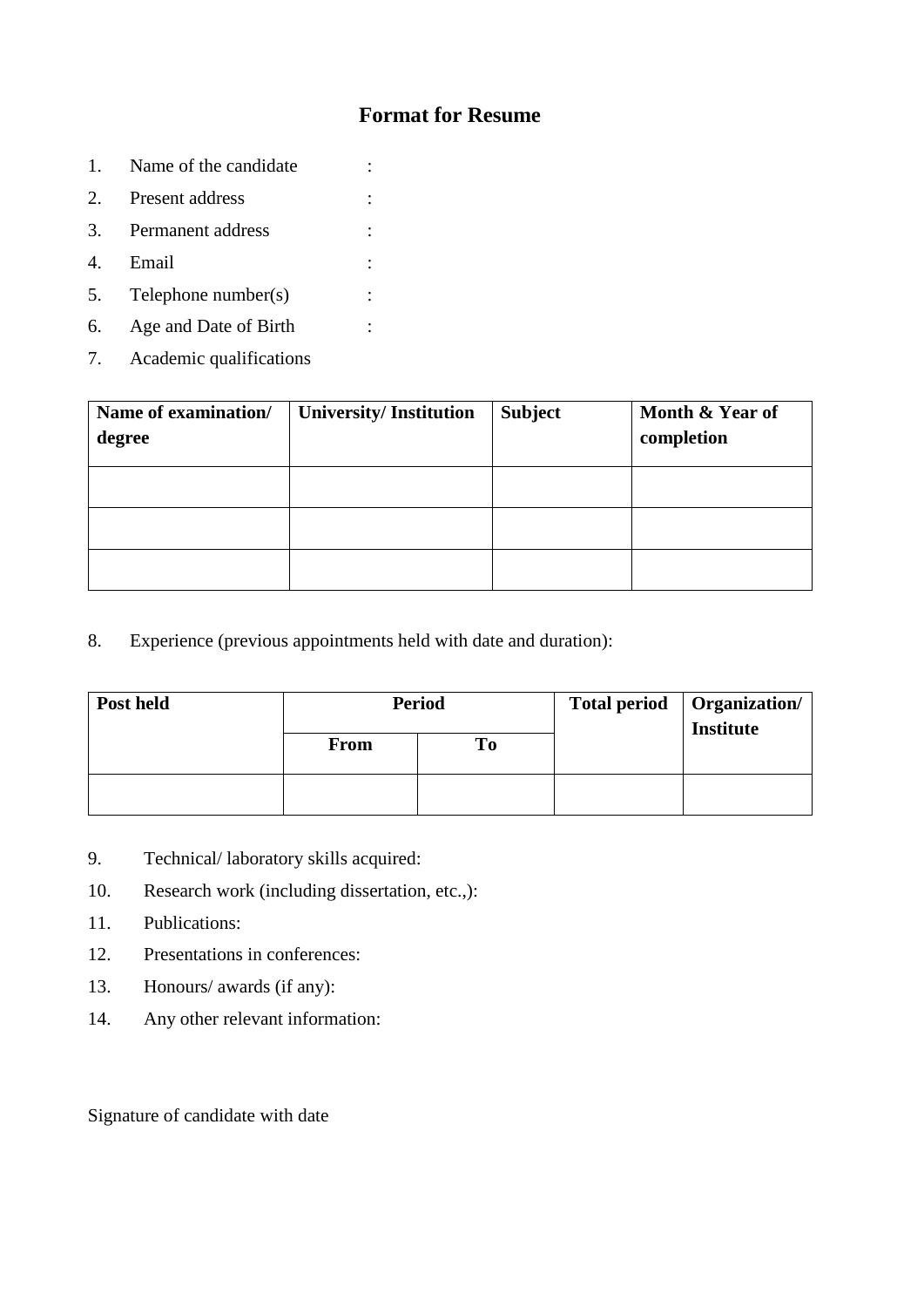# Format for Resume

1. Name of the candidate :
2. Present address :
3. Permanent address :
4. Email :
5. Telephone number(s) :
6. Age and Date of Birth :
7. Academic qualifications

| Name of examination/ degree | University/ Institution | Subject | Month & Year of completion |
|---|---|---|---|
| | | | |
| | | | |
| | | | |

8. Experience (previous appointments held with date and duration):

| Post held | Period | | Total period | Organization/ Institute |
|---|---|---|---|---|
| | From | To | | |
| | | | | |

9. Technical/ laboratory skills acquired:
10. Research work (including dissertation, etc.,):
11. Publications:
12. Presentations in conferences:
13. Honours/ awards (if any):
14. Any other relevant information:

Signature of candidate with date